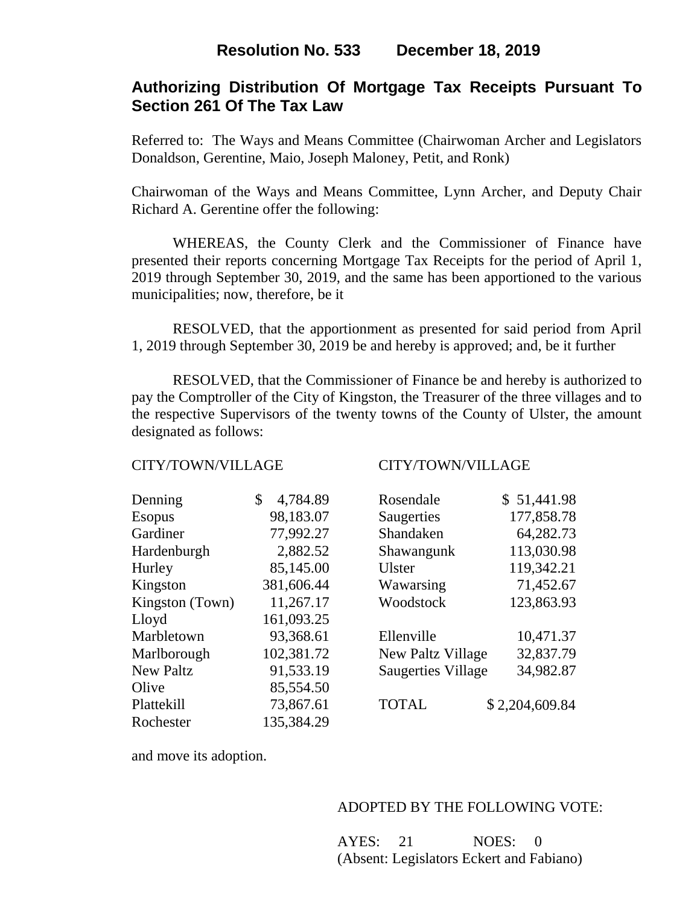**Resolution No. 533 December 18, 2019**

## Authorizing Distribution Of Mortgage Tax Receipts Pursuant To Section 261 Of The Tax Law

Referred to: The Ways and Means Committee (Chairwoman Archer and Legislators Donaldson, Gerentine, Maio, Joseph Maloney, Petit, and Ronk)

Chairwoman of the Ways and Means Committee, Lynn Archer, and Deputy Chair Richard A. Gerentine offer the following:

WHEREAS, the County Clerk and the Commissioner of Finance have presented their reports concerning Mortgage Tax Receipts for the period of April 1, 2019 through September 30, 2019, and the same has been apportioned to the various municipalities; now, therefore, be it

RESOLVED, that the apportionment as presented for said period from April 1, 2019 through September 30, 2019 be and hereby is approved; and, be it further

RESOLVED, that the Commissioner of Finance be and hereby is authorized to pay the Comptroller of the City of Kingston, the Treasurer of the three villages and to the respective Supervisors of the twenty towns of the County of Ulster, the amount designated as follows:

| CITY/TOWN/VILLAGE | | CITY/TOWN/VILLAGE | |
|---|---|---|---|
| Denning | $ 4,784.89 | Rosendale | $ 51,441.98 |
| Esopus | 98,183.07 | Saugerties | 177,858.78 |
| Gardiner | 77,992.27 | Shandaken | 64,282.73 |
| Hardenburgh | 2,882.52 | Shawangunk | 113,030.98 |
| Hurley | 85,145.00 | Ulster | 119,342.21 |
| Kingston | 381,606.44 | Wawarsing | 71,452.67 |
| Kingston (Town) | 11,267.17 | Woodstock | 123,863.93 |
| Lloyd | 161,093.25 | | |
| Marbletown | 93,368.61 | Ellenville | 10,471.37 |
| Marlborough | 102,381.72 | New Paltz Village | 32,837.79 |
| New Paltz | 91,533.19 | Saugerties Village | 34,982.87 |
| Olive | 85,554.50 | | |
| Plattekill | 73,867.61 | TOTAL | $ 2,204,609.84 |
| Rochester | 135,384.29 | | |

and move its adoption.

ADOPTED BY THE FOLLOWING VOTE:

AYES: 21 NOES: 0
(Absent: Legislators Eckert and Fabiano)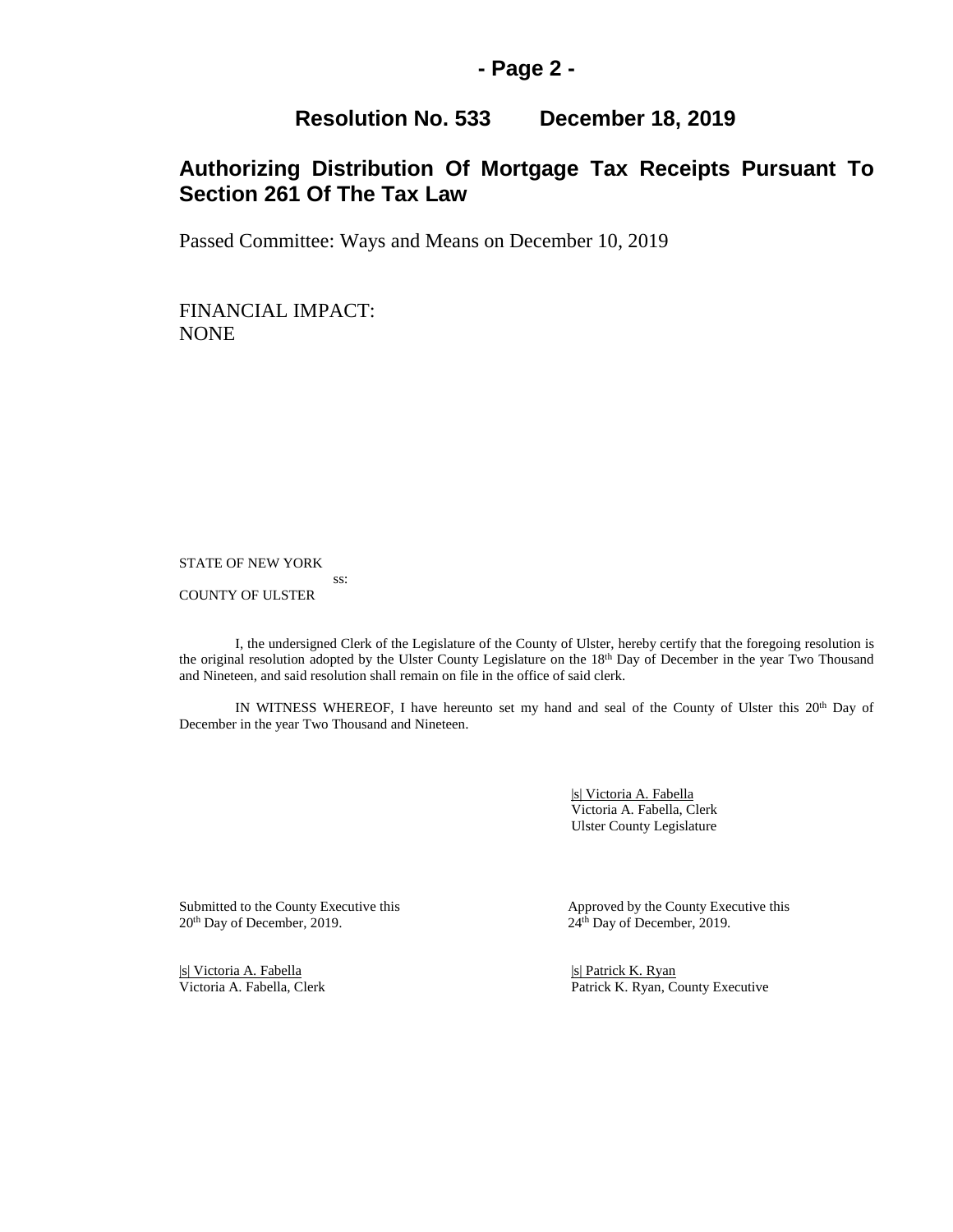## Resolution No. 533 December 18, 2019

## Authorizing Distribution Of Mortgage Tax Receipts Pursuant To Section 261 Of The Tax Law

Passed Committee: Ways and Means on December 10, 2019

FINANCIAL IMPACT:
NONE

STATE OF NEW YORK
ss:
COUNTY OF ULSTER

I, the undersigned Clerk of the Legislature of the County of Ulster, hereby certify that the foregoing resolution is the original resolution adopted by the Ulster County Legislature on the 18th Day of December in the year Two Thousand and Nineteen, and said resolution shall remain on file in the office of said clerk.

IN WITNESS WHEREOF, I have hereunto set my hand and seal of the County of Ulster this 20th Day of December in the year Two Thousand and Nineteen.

|s| Victoria A. Fabella
Victoria A. Fabella, Clerk
Ulster County Legislature

Submitted to the County Executive this 20th Day of December, 2019.

|s| Victoria A. Fabella
Victoria A. Fabella, Clerk

Approved by the County Executive this 24th Day of December, 2019.

|s| Patrick K. Ryan
Patrick K. Ryan, County Executive